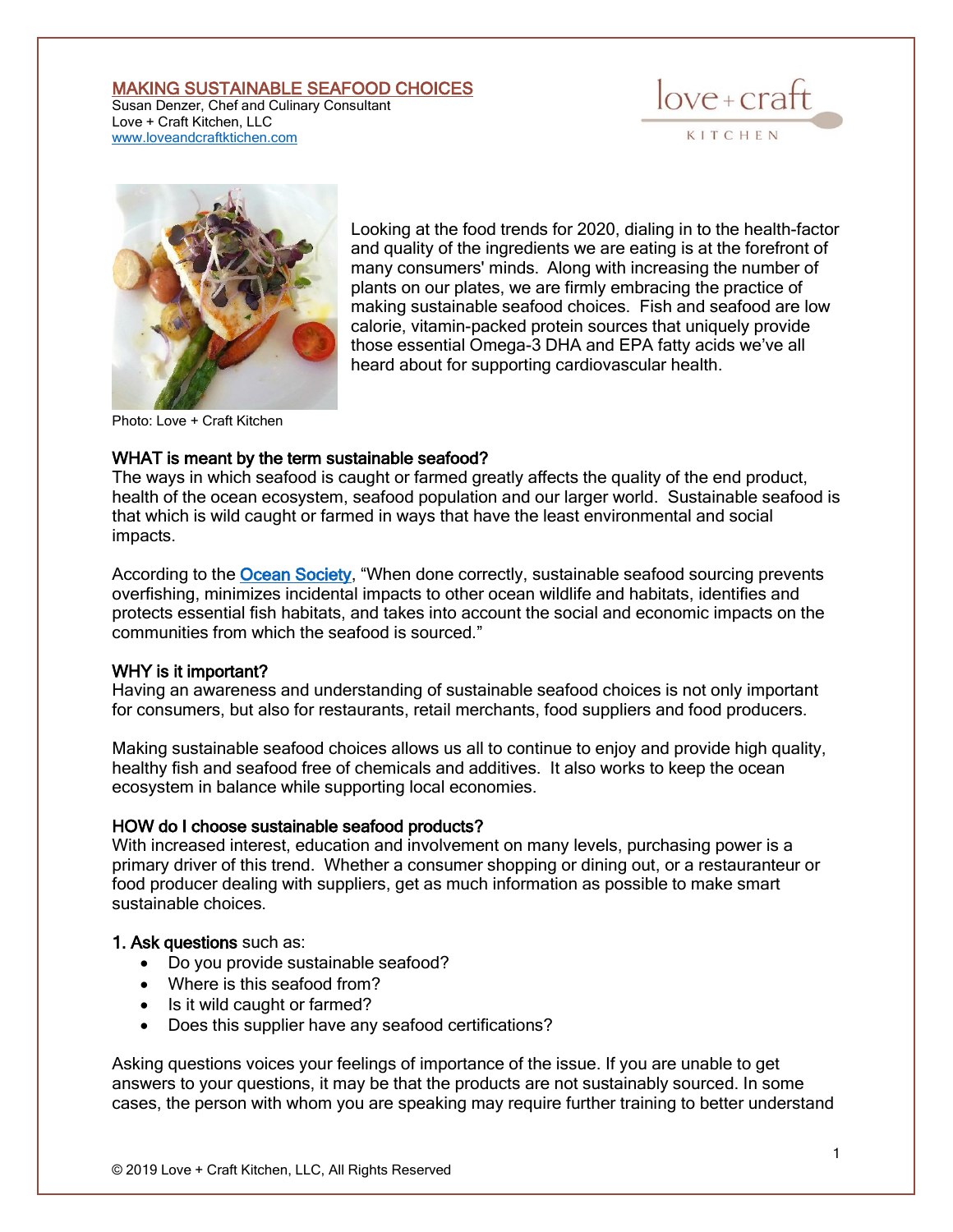# MAKING SUSTAINABLE SEAFOOD CHOICES

Susan Denzer, Chef and Culinary Consultant
Love + Craft Kitchen, LLC
www.loveandcraftkitchen.com

Photo: Love + Craft Kitchen

Looking at the food trends for 2020, dialing in to the health-factor and quality of the ingredients we are eating is at the forefront of many consumers' minds. Along with increasing the number of plants on our plates, we are firmly embracing the practice of making sustainable seafood choices. Fish and seafood are low calorie, vitamin-packed protein sources that uniquely provide those essential Omega-3 DHA and EPA fatty acids we've all heard about for supporting cardiovascular health.

**WHAT is meant by the term sustainable seafood?**
The ways in which seafood is caught or farmed greatly affects the quality of the end product, health of the ocean ecosystem, seafood population and our larger world. Sustainable seafood is that which is wild caught or farmed in ways that have the least environmental and social impacts.

According to the Ocean Society, "When done correctly, sustainable seafood sourcing prevents overfishing, minimizes incidental impacts to other ocean wildlife and habitats, identifies and protects essential fish habitats, and takes into account the social and economic impacts on the communities from which the seafood is sourced."

**WHY is it important?**
Having an awareness and understanding of sustainable seafood choices is not only important for consumers, but also for restaurants, retail merchants, food suppliers and food producers.

Making sustainable seafood choices allows us all to continue to enjoy and provide high quality, healthy fish and seafood free of chemicals and additives. It also works to keep the ocean ecosystem in balance while supporting local economies.

**HOW do I choose sustainable seafood products?**
With increased interest, education and involvement on many levels, purchasing power is a primary driver of this trend. Whether a consumer shopping or dining out, or a restauranteur or food producer dealing with suppliers, get as much information as possible to make smart sustainable choices.

**1. Ask questions** such as:

- Do you provide sustainable seafood?
- Where is this seafood from?
- Is it wild caught or farmed?
- Does this supplier have any seafood certifications?

Asking questions voices your feelings of importance of the issue. If you are unable to get answers to your questions, it may be that the products are not sustainably sourced. In some cases, the person with whom you are speaking may require further training to better understand

© 2019 Love + Craft Kitchen, LLC, All Rights Reserved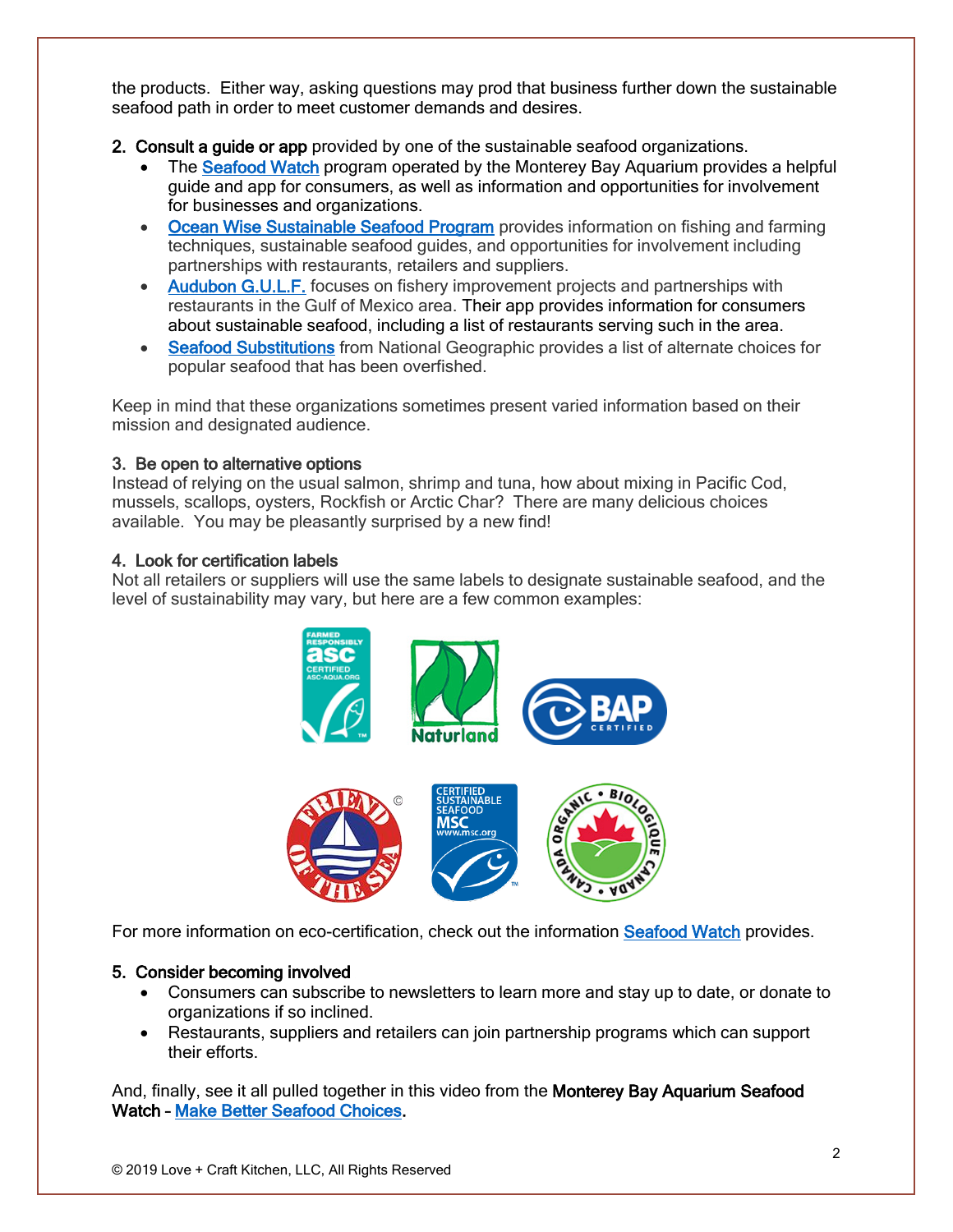the products. Either way, asking questions may prod that business further down the sustainable seafood path in order to meet customer demands and desires.

2. **Consult a guide or app** provided by one of the sustainable seafood organizations.
   - The Seafood Watch program operated by the Monterey Bay Aquarium provides a helpful guide and app for consumers, as well as information and opportunities for involvement for businesses and organizations.
   - Ocean Wise Sustainable Seafood Program provides information on fishing and farming techniques, sustainable seafood guides, and opportunities for involvement including partnerships with restaurants, retailers and suppliers.
   - Audubon G.U.L.F. focuses on fishery improvement projects and partnerships with restaurants in the Gulf of Mexico area. Their app provides information for consumers about sustainable seafood, including a list of restaurants serving such in the area.
   - Seafood Substitutions from National Geographic provides a list of alternate choices for popular seafood that has been overfished.

Keep in mind that these organizations sometimes present varied information based on their mission and designated audience.

3. **Be open to alternative options**

Instead of relying on the usual salmon, shrimp and tuna, how about mixing in Pacific Cod, mussels, scallops, oysters, Rockfish or Arctic Char? There are many delicious choices available. You may be pleasantly surprised by a new find!

4. **Look for certification labels**

Not all retailers or suppliers will use the same labels to designate sustainable seafood, and the level of sustainability may vary, but here are a few common examples:

For more information on eco-certification, check out the information Seafood Watch provides.

5. **Consider becoming involved**
   - Consumers can subscribe to newsletters to learn more and stay up to date, or donate to organizations if so inclined.
   - Restaurants, suppliers and retailers can join partnership programs which can support their efforts.

And, finally, see it all pulled together in this video from the **Monterey Bay Aquarium Seafood Watch** – Make Better Seafood Choices.

© 2019 Love + Craft Kitchen, LLC, All Rights Reserved